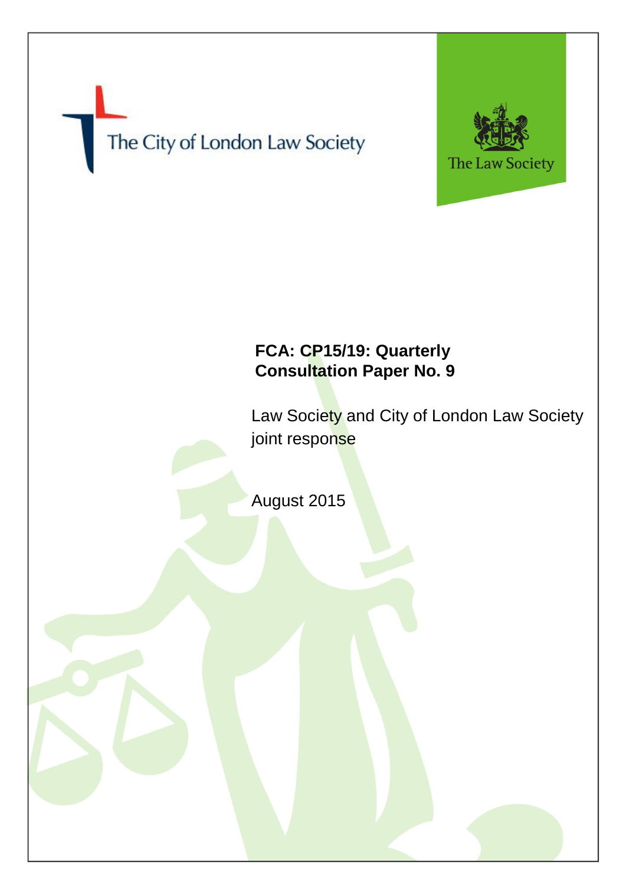The City of London Law Society

The Law Society

# FCA: CP15/19: Quarterly Consultation Paper No. 9

Law Society and City of London Law Society joint response

August 2015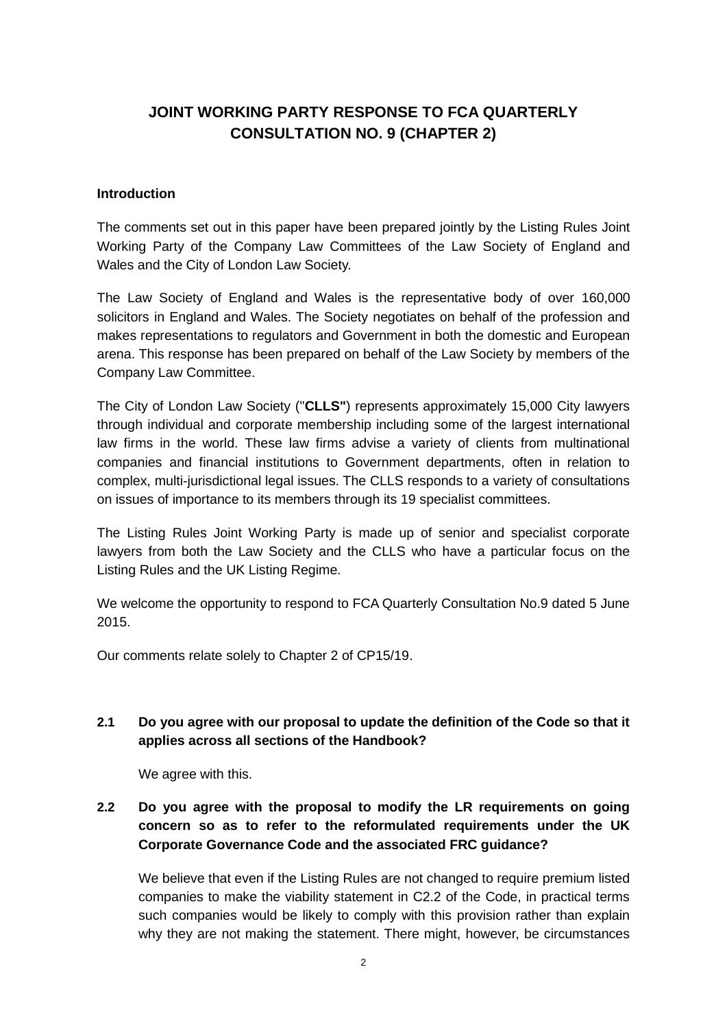# JOINT WORKING PARTY RESPONSE TO FCA QUARTERLY CONSULTATION NO. 9 (CHAPTER 2)

**Introduction**

The comments set out in this paper have been prepared jointly by the Listing Rules Joint Working Party of the Company Law Committees of the Law Society of England and Wales and the City of London Law Society.

The Law Society of England and Wales is the representative body of over 160,000 solicitors in England and Wales. The Society negotiates on behalf of the profession and makes representations to regulators and Government in both the domestic and European arena. This response has been prepared on behalf of the Law Society by members of the Company Law Committee.

The City of London Law Society ("**CLLS"**) represents approximately 15,000 City lawyers through individual and corporate membership including some of the largest international law firms in the world. These law firms advise a variety of clients from multinational companies and financial institutions to Government departments, often in relation to complex, multi-jurisdictional legal issues. The CLLS responds to a variety of consultations on issues of importance to its members through its 19 specialist committees.

The Listing Rules Joint Working Party is made up of senior and specialist corporate lawyers from both the Law Society and the CLLS who have a particular focus on the Listing Rules and the UK Listing Regime.

We welcome the opportunity to respond to FCA Quarterly Consultation No.9 dated 5 June 2015.

Our comments relate solely to Chapter 2 of CP15/19.

**2.1 Do you agree with our proposal to update the definition of the Code so that it applies across all sections of the Handbook?**

We agree with this.

**2.2 Do you agree with the proposal to modify the LR requirements on going concern so as to refer to the reformulated requirements under the UK Corporate Governance Code and the associated FRC guidance?**

We believe that even if the Listing Rules are not changed to require premium listed companies to make the viability statement in C2.2 of the Code, in practical terms such companies would be likely to comply with this provision rather than explain why they are not making the statement. There might, however, be circumstances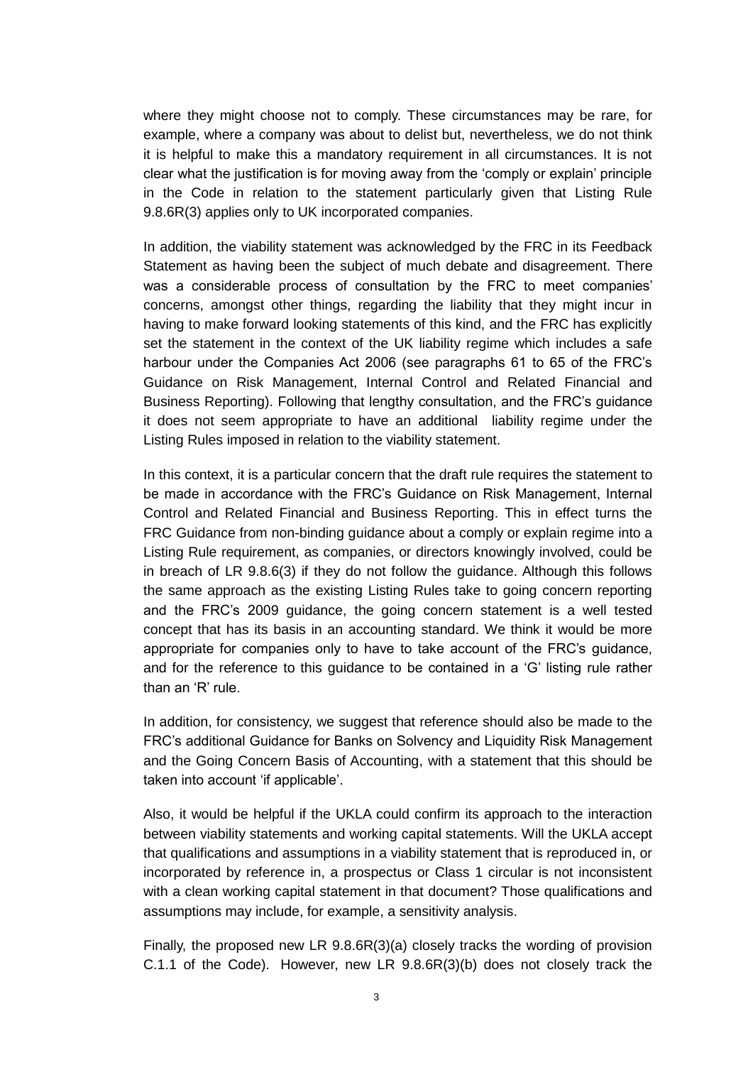where they might choose not to comply. These circumstances may be rare, for example, where a company was about to delist but, nevertheless, we do not think it is helpful to make this a mandatory requirement in all circumstances. It is not clear what the justification is for moving away from the 'comply or explain' principle in the Code in relation to the statement particularly given that Listing Rule 9.8.6R(3) applies only to UK incorporated companies.

In addition, the viability statement was acknowledged by the FRC in its Feedback Statement as having been the subject of much debate and disagreement. There was a considerable process of consultation by the FRC to meet companies' concerns, amongst other things, regarding the liability that they might incur in having to make forward looking statements of this kind, and the FRC has explicitly set the statement in the context of the UK liability regime which includes a safe harbour under the Companies Act 2006 (see paragraphs 61 to 65 of the FRC's Guidance on Risk Management, Internal Control and Related Financial and Business Reporting). Following that lengthy consultation, and the FRC's guidance it does not seem appropriate to have an additional liability regime under the Listing Rules imposed in relation to the viability statement.

In this context, it is a particular concern that the draft rule requires the statement to be made in accordance with the FRC's Guidance on Risk Management, Internal Control and Related Financial and Business Reporting. This in effect turns the FRC Guidance from non-binding guidance about a comply or explain regime into a Listing Rule requirement, as companies, or directors knowingly involved, could be in breach of LR 9.8.6(3) if they do not follow the guidance. Although this follows the same approach as the existing Listing Rules take to going concern reporting and the FRC's 2009 guidance, the going concern statement is a well tested concept that has its basis in an accounting standard. We think it would be more appropriate for companies only to have to take account of the FRC's guidance, and for the reference to this guidance to be contained in a 'G' listing rule rather than an 'R' rule.

In addition, for consistency, we suggest that reference should also be made to the FRC's additional Guidance for Banks on Solvency and Liquidity Risk Management and the Going Concern Basis of Accounting, with a statement that this should be taken into account 'if applicable'.

Also, it would be helpful if the UKLA could confirm its approach to the interaction between viability statements and working capital statements. Will the UKLA accept that qualifications and assumptions in a viability statement that is reproduced in, or incorporated by reference in, a prospectus or Class 1 circular is not inconsistent with a clean working capital statement in that document? Those qualifications and assumptions may include, for example, a sensitivity analysis.

Finally, the proposed new LR 9.8.6R(3)(a) closely tracks the wording of provision C.1.1 of the Code). However, new LR 9.8.6R(3)(b) does not closely track the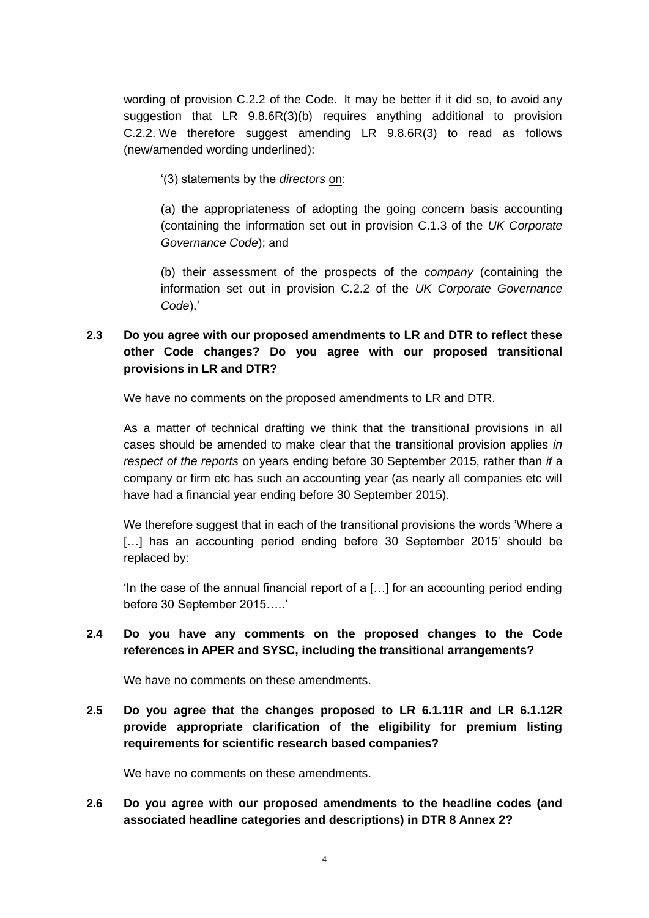wording of provision C.2.2 of the Code. It may be better if it did so, to avoid any suggestion that LR 9.8.6R(3)(b) requires anything additional to provision C.2.2. We therefore suggest amending LR 9.8.6R(3) to read as follows (new/amended wording underlined):

> '(3) statements by the *directors* <u>on</u>:
>
> (a) <u>the</u> appropriateness of adopting the going concern basis accounting (containing the information set out in provision C.1.3 of the *UK Corporate Governance Code*); and
>
> (b) <u>their assessment of the prospects</u> of the *company* (containing the information set out in provision C.2.2 of the *UK Corporate Governance Code*).'

**2.3 Do you agree with our proposed amendments to LR and DTR to reflect these other Code changes? Do you agree with our proposed transitional provisions in LR and DTR?**

We have no comments on the proposed amendments to LR and DTR.

As a matter of technical drafting we think that the transitional provisions in all cases should be amended to make clear that the transitional provision applies *in respect of the reports* on years ending before 30 September 2015, rather than *if* a company or firm etc has such an accounting year (as nearly all companies etc will have had a financial year ending before 30 September 2015).

We therefore suggest that in each of the transitional provisions the words 'Where a […] has an accounting period ending before 30 September 2015' should be replaced by:

'In the case of the annual financial report of a […] for an accounting period ending before 30 September 2015…..'

**2.4 Do you have any comments on the proposed changes to the Code references in APER and SYSC, including the transitional arrangements?**

We have no comments on these amendments.

**2.5 Do you agree that the changes proposed to LR 6.1.11R and LR 6.1.12R provide appropriate clarification of the eligibility for premium listing requirements for scientific research based companies?**

We have no comments on these amendments.

**2.6 Do you agree with our proposed amendments to the headline codes (and associated headline categories and descriptions) in DTR 8 Annex 2?**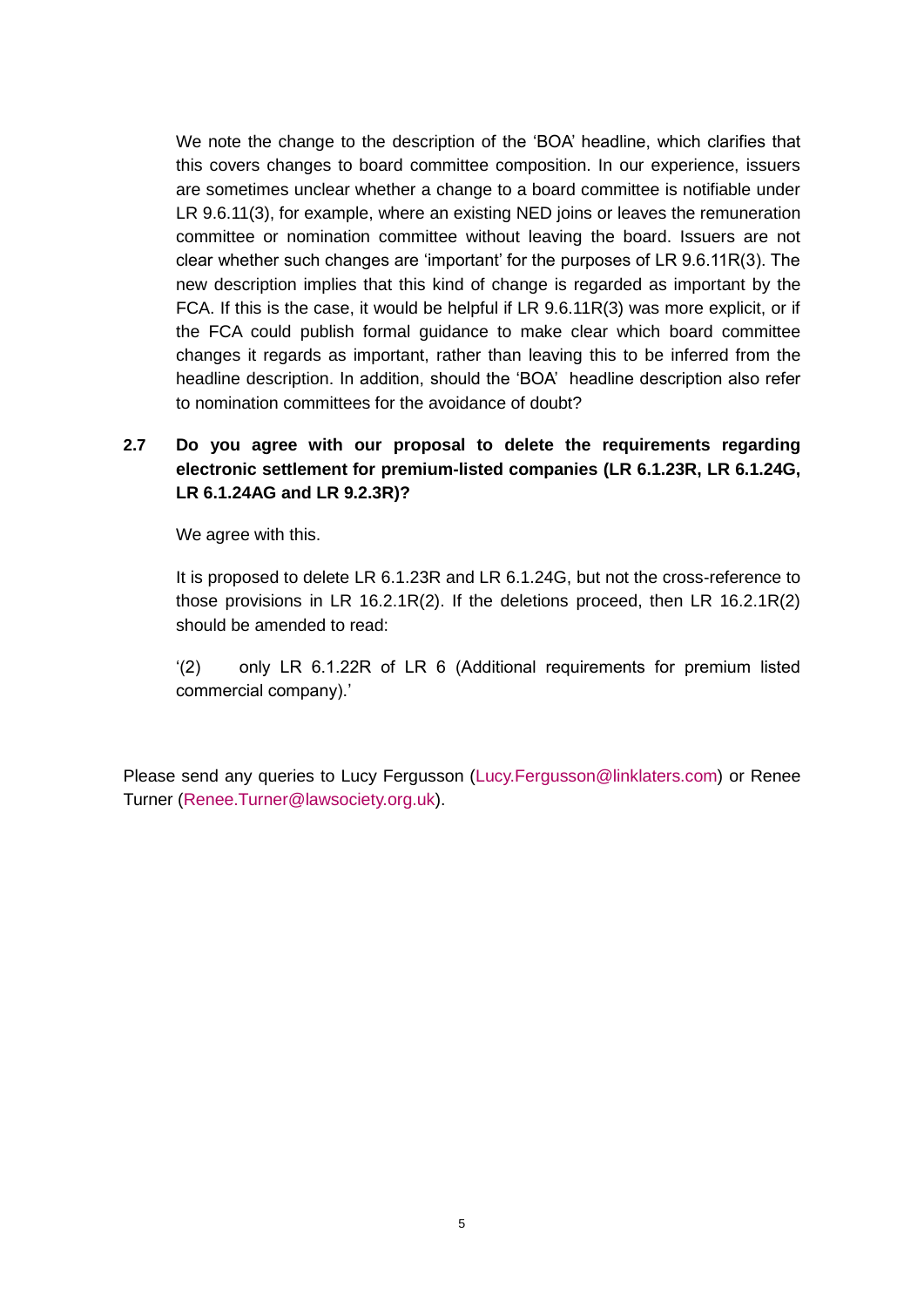We note the change to the description of the 'BOA' headline, which clarifies that this covers changes to board committee composition. In our experience, issuers are sometimes unclear whether a change to a board committee is notifiable under LR 9.6.11(3), for example, where an existing NED joins or leaves the remuneration committee or nomination committee without leaving the board. Issuers are not clear whether such changes are 'important' for the purposes of LR 9.6.11R(3). The new description implies that this kind of change is regarded as important by the FCA. If this is the case, it would be helpful if LR 9.6.11R(3) was more explicit, or if the FCA could publish formal guidance to make clear which board committee changes it regards as important, rather than leaving this to be inferred from the headline description. In addition, should the 'BOA' headline description also refer to nomination committees for the avoidance of doubt?

**2.7 Do you agree with our proposal to delete the requirements regarding electronic settlement for premium-listed companies (LR 6.1.23R, LR 6.1.24G, LR 6.1.24AG and LR 9.2.3R)?**

We agree with this.

It is proposed to delete LR 6.1.23R and LR 6.1.24G, but not the cross-reference to those provisions in LR 16.2.1R(2). If the deletions proceed, then LR 16.2.1R(2) should be amended to read:

'(2) only LR 6.1.22R of LR 6 (Additional requirements for premium listed commercial company).'

Please send any queries to Lucy Fergusson (Lucy.Fergusson@linklaters.com) or Renee Turner (Renee.Turner@lawsociety.org.uk).